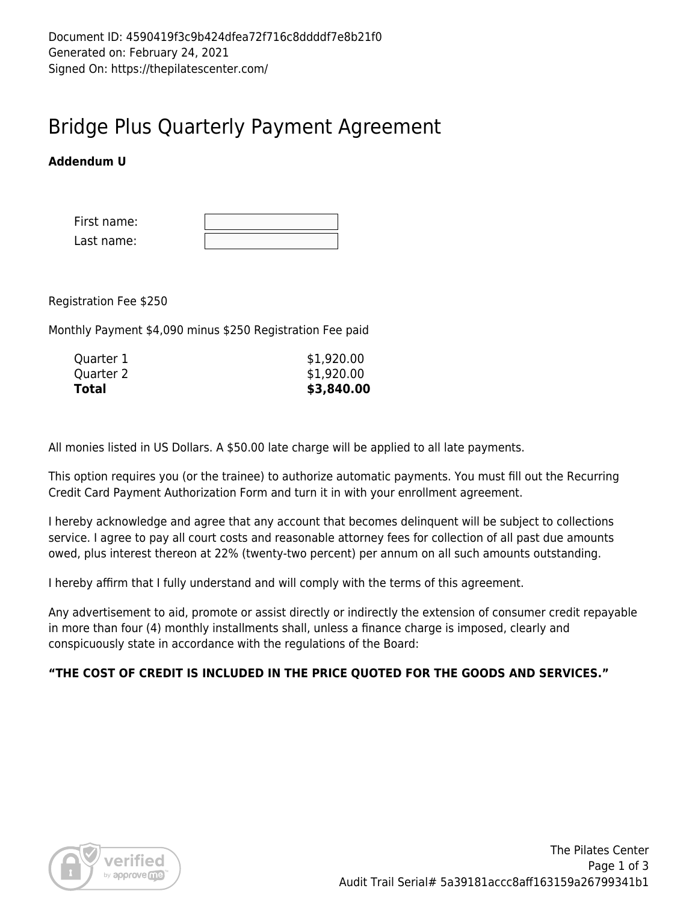Document ID: 4590419f3c9b424dfea72f716c8ddddf7e8b21f0
Generated on: February 24, 2021
Signed On: https://thepilatescenter.com/

# Bridge Plus Quarterly Payment Agreement

**Addendum U**

| | |
|---|---|
| First name: | |
| Last name: | |

Registration Fee $250

Monthly Payment $4,090 minus $250 Registration Fee paid

| | |
|---|---|
| Quarter 1 | $1,920.00 |
| Quarter 2 | $1,920.00 |
| **Total** | **$3,840.00** |

All monies listed in US Dollars. A $50.00 late charge will be applied to all late payments.

This option requires you (or the trainee) to authorize automatic payments. You must fill out the Recurring Credit Card Payment Authorization Form and turn it in with your enrollment agreement.

I hereby acknowledge and agree that any account that becomes delinquent will be subject to collections service. I agree to pay all court costs and reasonable attorney fees for collection of all past due amounts owed, plus interest thereon at 22% (twenty-two percent) per annum on all such amounts outstanding.

I hereby affirm that I fully understand and will comply with the terms of this agreement.

Any advertisement to aid, promote or assist directly or indirectly the extension of consumer credit repayable in more than four (4) monthly installments shall, unless a finance charge is imposed, clearly and conspicuously state in accordance with the regulations of the Board:

**“THE COST OF CREDIT IS INCLUDED IN THE PRICE QUOTED FOR THE GOODS AND SERVICES.”**

The Pilates Center
Audit Trail Serial# 5a39181accc8aff163159a26799341b1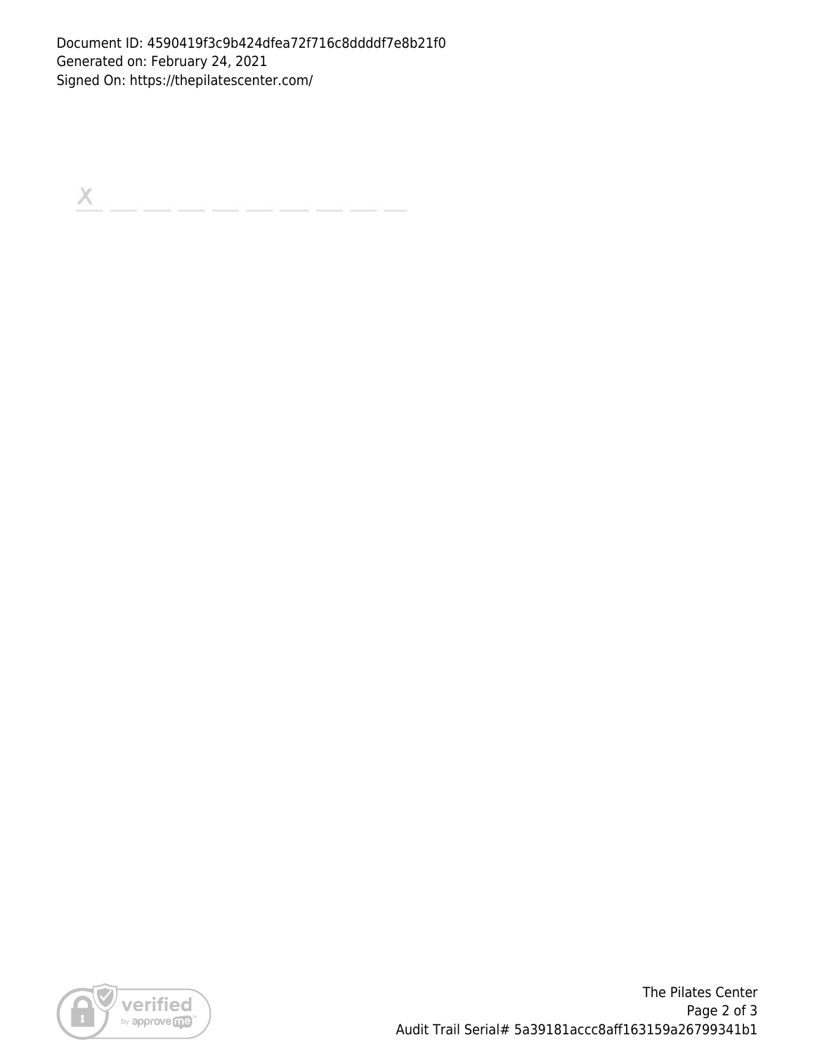Document ID: 4590419f3c9b424dfea72f716c8ddddf7e8b21f0
Generated on: February 24, 2021
Signed On: https://thepilatescenter.com/

X _ _ _ _ _ _ _ _ _

The Pilates Center
Audit Trail Serial# 5a39181accc8aff163159a26799341b1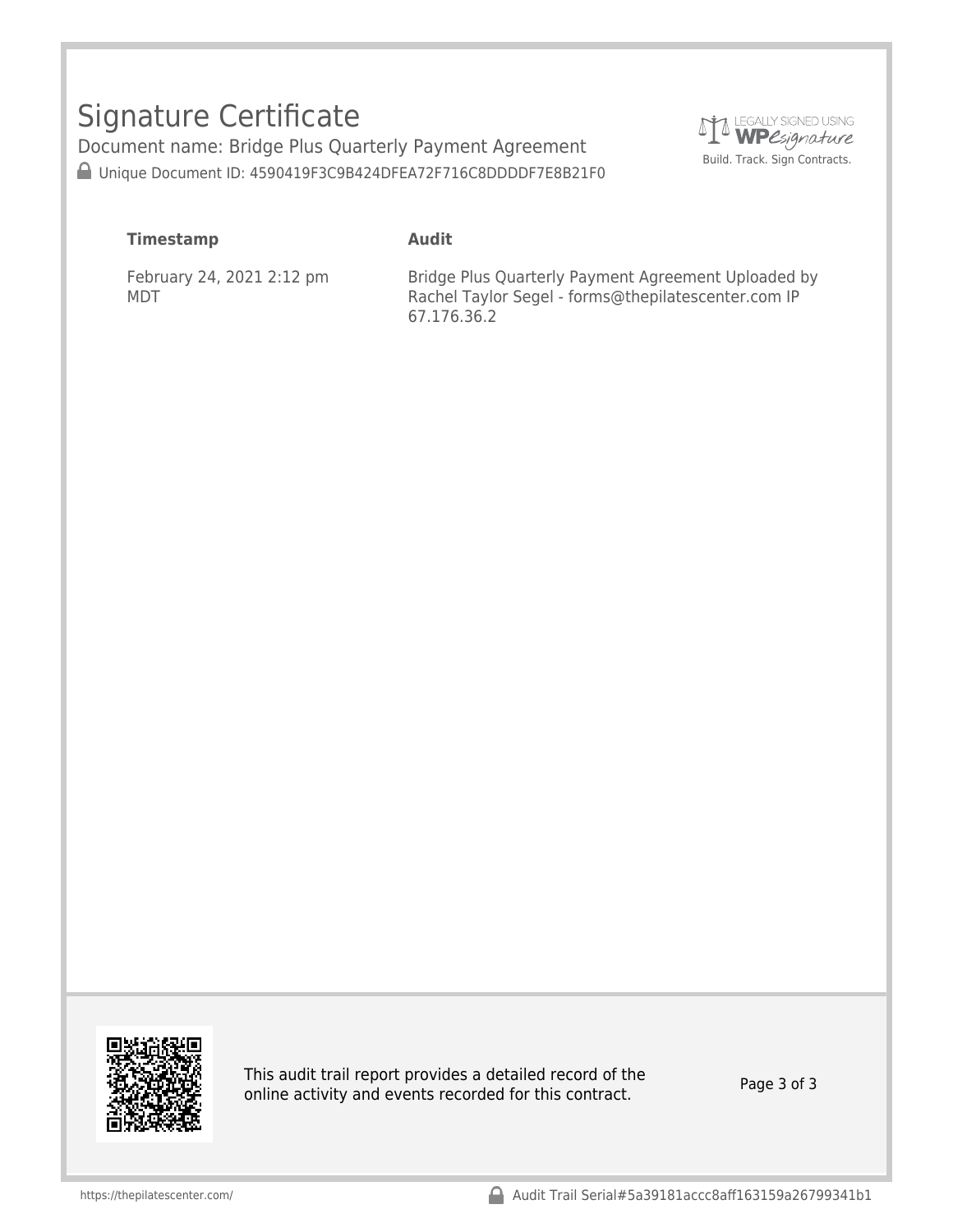# Signature Certificate

Document name: Bridge Plus Quarterly Payment Agreement

Unique Document ID: 4590419F3C9B424DFEA72F716C8DDDDF7E8B21F0

LEGALLY SIGNED USING WPesignature

Build. Track. Sign Contracts.

| Timestamp | Audit |
|---|---|
| February 24, 2021 2:12 pm MDT | Bridge Plus Quarterly Payment Agreement Uploaded by Rachel Taylor Segel - forms@thepilatescenter.com IP 67.176.36.2 |

This audit trail report provides a detailed record of the online activity and events recorded for this contract.

https://thepilatescenter.com/

Audit Trail Serial#5a39181accc8aff163159a26799341b1